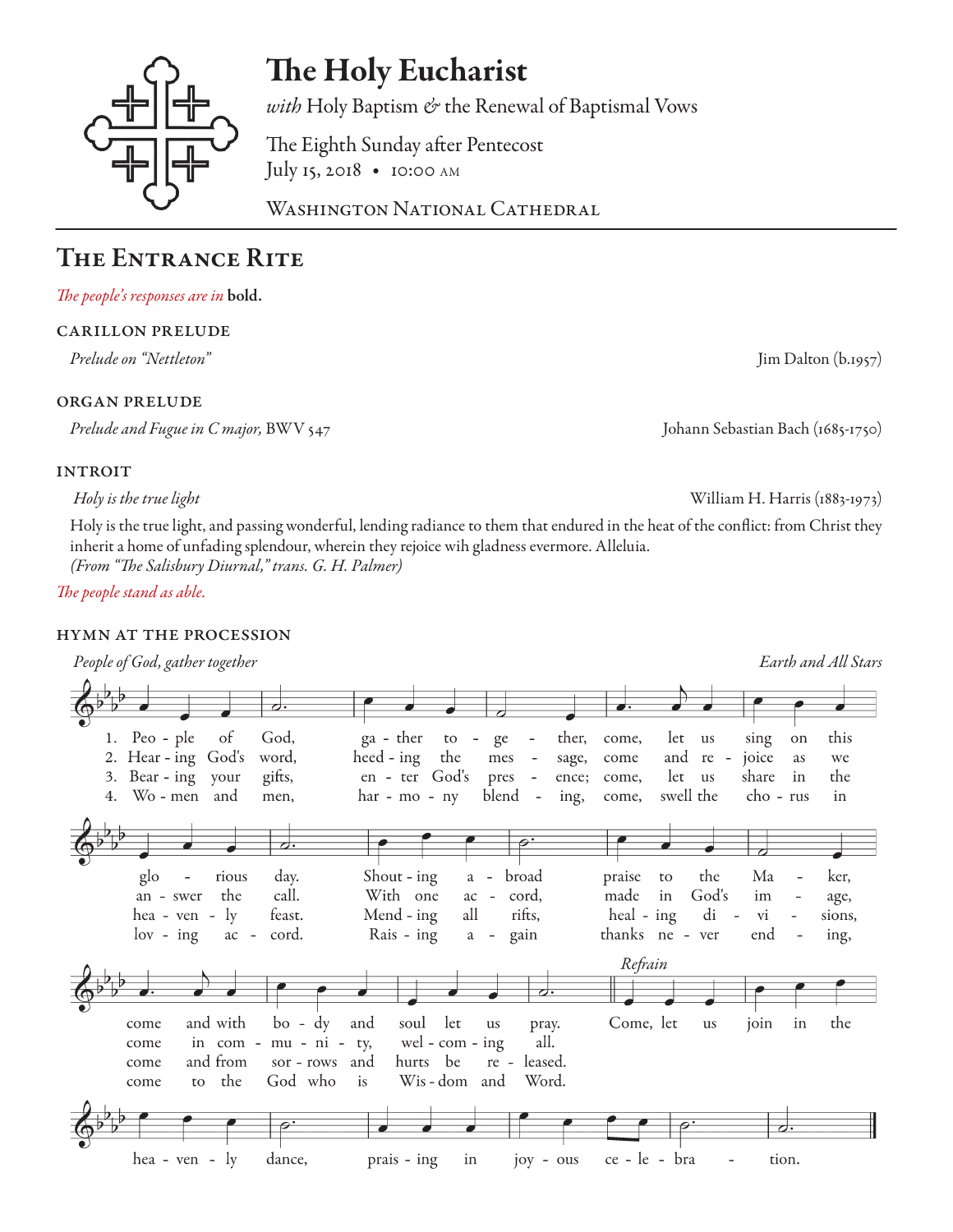# The Holy Eucharist

*with* Holy Baptism *&* the Renewal of Baptismal Vows

The Eighth Sunday after Pentecost
July 15, 2018 • 10:00 AM

WASHINGTON NATIONAL CATHEDRAL

## THE ENTRANCE RITE

*The people's responses are in* **bold.**

### CARILLON PRELUDE

*Prelude on "Nettleton"* — Jim Dalton (b.1957)

### ORGAN PRELUDE

*Prelude and Fugue in C major,* BWV 547 — Johann Sebastian Bach (1685-1750)

### INTROIT

*Holy is the true light* — William H. Harris (1883-1973)

Holy is the true light, and passing wonderful, lending radiance to them that endured in the heat of the conflict: from Christ they inherit a home of unfading splendour, wherein they rejoice wih gladness evermore. Alleluia.
*(From "The Salisbury Diurnal," trans. G. H. Palmer)*

*The people stand as able.*

### HYMN AT THE PROCESSION

*People of God, gather together* — *Earth and All Stars*

1. People of God, gather together, come, let us sing on this glorious day. Shouting abroad praise to the Maker, come and with body and soul let us pray.
2. Hearing God's word, heeding the message, come and rejoice as we answer the call. With one accord, made in God's image, come in community, welcoming all.
3. Bearing your gifts, enter God's presence; come, let us share in the heavenly feast. Mending all rifts, healing divisions, come and from sorrows and hurts be released.
4. Women and men, harmony blending, come, swell the chorus in loving accord. Raising again thanks never ending, come to the God who is Wisdom and Word.

*Refrain*
Come, let us join in the heavenly dance, praising in joyous celebration.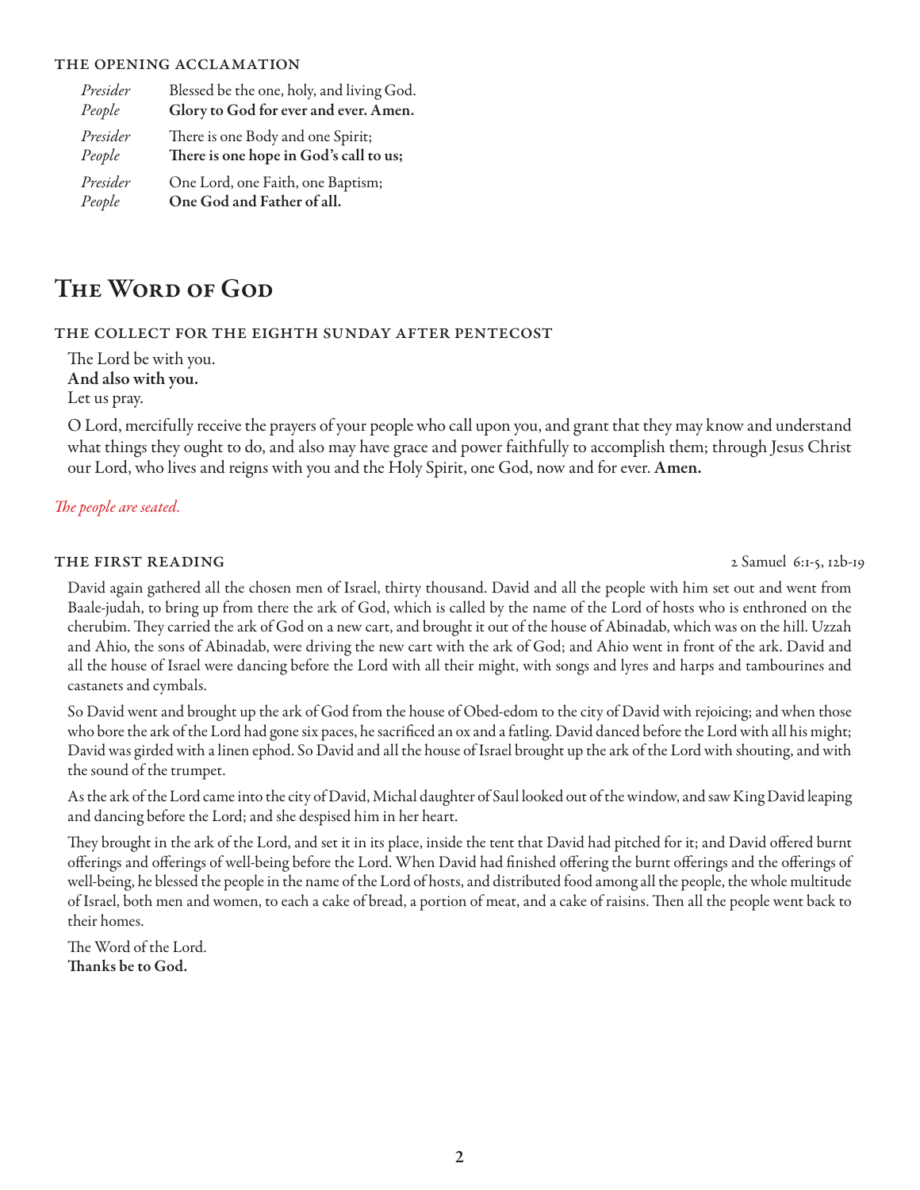### THE OPENING ACCLAMATION

*Presider* Blessed be the one, holy, and living God.
*People* **Glory to God for ever and ever. Amen.**

*Presider* There is one Body and one Spirit;
*People* **There is one hope in God's call to us;**

*Presider* One Lord, one Faith, one Baptism;
*People* **One God and Father of all.**

# The Word of God

### THE COLLECT FOR THE EIGHTH SUNDAY AFTER PENTECOST

The Lord be with you.
**And also with you.**
Let us pray.

O Lord, mercifully receive the prayers of your people who call upon you, and grant that they may know and understand what things they ought to do, and also may have grace and power faithfully to accomplish them; through Jesus Christ our Lord, who lives and reigns with you and the Holy Spirit, one God, now and for ever. **Amen.**

*The people are seated.*

### THE FIRST READING — 2 Samuel 6:1-5, 12b-19

David again gathered all the chosen men of Israel, thirty thousand. David and all the people with him set out and went from Baale-judah, to bring up from there the ark of God, which is called by the name of the Lord of hosts who is enthroned on the cherubim. They carried the ark of God on a new cart, and brought it out of the house of Abinadab, which was on the hill. Uzzah and Ahio, the sons of Abinadab, were driving the new cart with the ark of God; and Ahio went in front of the ark. David and all the house of Israel were dancing before the Lord with all their might, with songs and lyres and harps and tambourines and castanets and cymbals.

So David went and brought up the ark of God from the house of Obed-edom to the city of David with rejoicing; and when those who bore the ark of the Lord had gone six paces, he sacrificed an ox and a fatling. David danced before the Lord with all his might; David was girded with a linen ephod. So David and all the house of Israel brought up the ark of the Lord with shouting, and with the sound of the trumpet.

As the ark of the Lord came into the city of David, Michal daughter of Saul looked out of the window, and saw King David leaping and dancing before the Lord; and she despised him in her heart.

They brought in the ark of the Lord, and set it in its place, inside the tent that David had pitched for it; and David offered burnt offerings and offerings of well-being before the Lord. When David had finished offering the burnt offerings and the offerings of well-being, he blessed the people in the name of the Lord of hosts, and distributed food among all the people, the whole multitude of Israel, both men and women, to each a cake of bread, a portion of meat, and a cake of raisins. Then all the people went back to their homes.

The Word of the Lord.
**Thanks be to God.**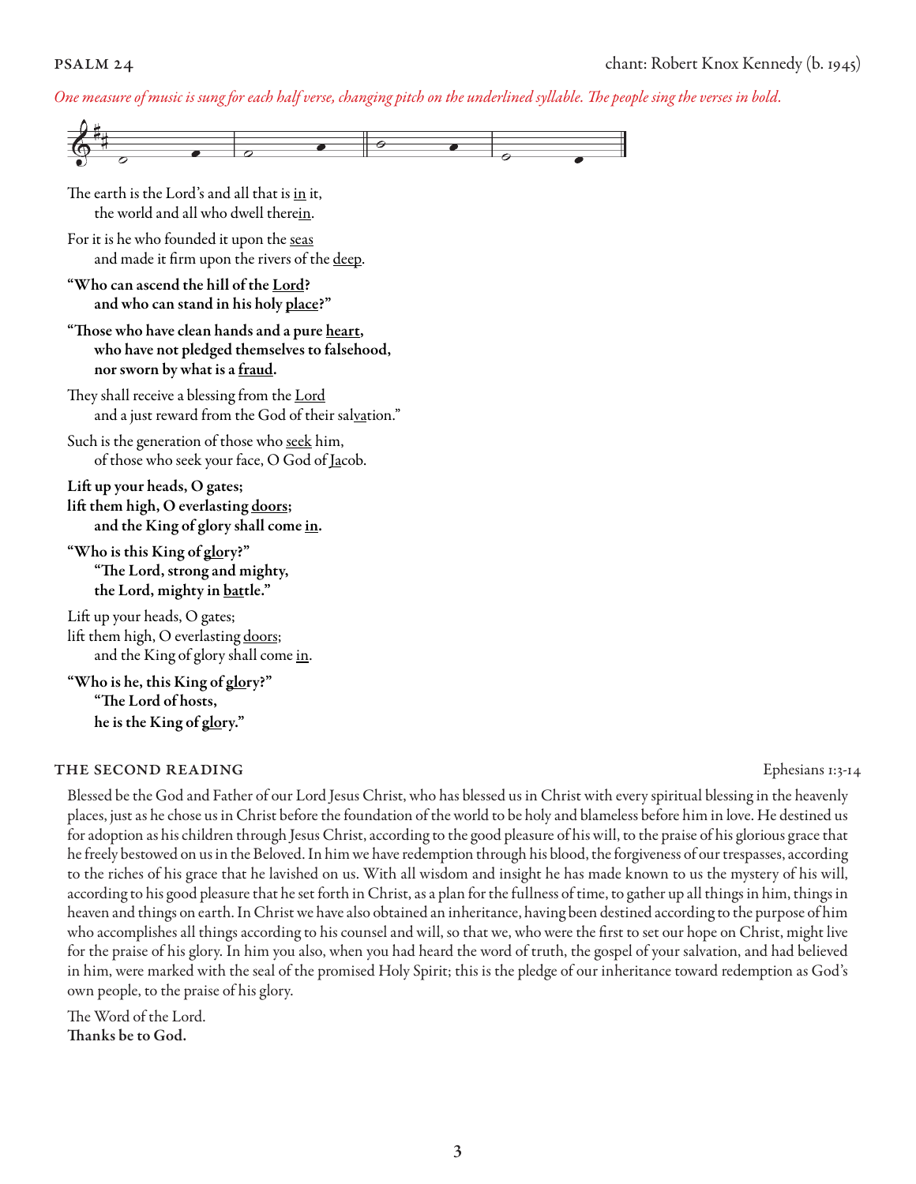PSALM 24 chant: Robert Knox Kennedy (b. 1945)

*One measure of music is sung for each half verse, changing pitch on the underlined syllable. The people sing the verses in bold.*

The earth is the Lord's and all that is <u>in</u> it,
  the world and all who dwell there<u>in</u>.

For it is he who founded it upon the <u>seas</u>
  and made it firm upon the rivers of the <u>deep</u>.

**"Who can ascend the hill of the <u>Lord</u>?**
  **and who can stand in his holy <u>place</u>?"**

**"Those who have clean hands and a pure <u>heart</u>,**
  **who have not pledged themselves to falsehood,**
  **nor sworn by what is a <u>fraud</u>.**

They shall receive a blessing from the <u>Lord</u>
  and a just reward from the God of their sal<u>va</u>tion."

Such is the generation of those who <u>seek</u> him,
  of those who seek your face, O God of <u>Ja</u>cob.

**Lift up your heads, O gates;**
**lift them high, O everlasting <u>doors</u>;**
  **and the King of glory shall come <u>in</u>.**

**"Who is this King of <u>glo</u>ry?"**
  **"The Lord, strong and mighty,**
  **the Lord, mighty in <u>bat</u>tle."**

Lift up your heads, O gates;
lift them high, O everlasting <u>doors</u>;
  and the King of glory shall come <u>in</u>.

**"Who is he, this King of <u>glo</u>ry?"**
  **"The Lord of hosts,**
  **he is the King of <u>glo</u>ry."**

THE SECOND READING Ephesians 1:3-14

Blessed be the God and Father of our Lord Jesus Christ, who has blessed us in Christ with every spiritual blessing in the heavenly places, just as he chose us in Christ before the foundation of the world to be holy and blameless before him in love. He destined us for adoption as his children through Jesus Christ, according to the good pleasure of his will, to the praise of his glorious grace that he freely bestowed on us in the Beloved. In him we have redemption through his blood, the forgiveness of our trespasses, according to the riches of his grace that he lavished on us. With all wisdom and insight he has made known to us the mystery of his will, according to his good pleasure that he set forth in Christ, as a plan for the fullness of time, to gather up all things in him, things in heaven and things on earth. In Christ we have also obtained an inheritance, having been destined according to the purpose of him who accomplishes all things according to his counsel and will, so that we, who were the first to set our hope on Christ, might live for the praise of his glory. In him you also, when you had heard the word of truth, the gospel of your salvation, and had believed in him, were marked with the seal of the promised Holy Spirit; this is the pledge of our inheritance toward redemption as God's own people, to the praise of his glory.

The Word of the Lord.
**Thanks be to God.**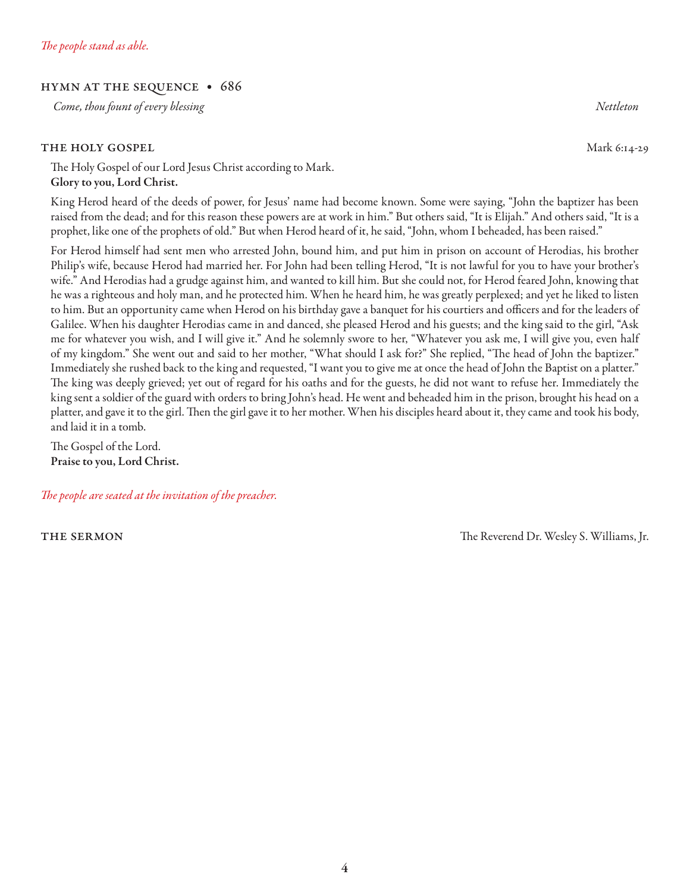*The people stand as able.*

## HYMN AT THE SEQUENCE • 686

*Come, thou fount of every blessing* *Nettleton*

## THE HOLY GOSPEL Mark 6:14-29

The Holy Gospel of our Lord Jesus Christ according to Mark.
**Glory to you, Lord Christ.**

King Herod heard of the deeds of power, for Jesus' name had become known. Some were saying, "John the baptizer has been raised from the dead; and for this reason these powers are at work in him." But others said, "It is Elijah." And others said, "It is a prophet, like one of the prophets of old." But when Herod heard of it, he said, "John, whom I beheaded, has been raised."

For Herod himself had sent men who arrested John, bound him, and put him in prison on account of Herodias, his brother Philip's wife, because Herod had married her. For John had been telling Herod, "It is not lawful for you to have your brother's wife." And Herodias had a grudge against him, and wanted to kill him. But she could not, for Herod feared John, knowing that he was a righteous and holy man, and he protected him. When he heard him, he was greatly perplexed; and yet he liked to listen to him. But an opportunity came when Herod on his birthday gave a banquet for his courtiers and officers and for the leaders of Galilee. When his daughter Herodias came in and danced, she pleased Herod and his guests; and the king said to the girl, "Ask me for whatever you wish, and I will give it." And he solemnly swore to her, "Whatever you ask me, I will give you, even half of my kingdom." She went out and said to her mother, "What should I ask for?" She replied, "The head of John the baptizer." Immediately she rushed back to the king and requested, "I want you to give me at once the head of John the Baptist on a platter." The king was deeply grieved; yet out of regard for his oaths and for the guests, he did not want to refuse her. Immediately the king sent a soldier of the guard with orders to bring John's head. He went and beheaded him in the prison, brought his head on a platter, and gave it to the girl. Then the girl gave it to her mother. When his disciples heard about it, they came and took his body, and laid it in a tomb.

The Gospel of the Lord.
**Praise to you, Lord Christ.**

*The people are seated at the invitation of the preacher.*

## THE SERMON The Reverend Dr. Wesley S. Williams, Jr.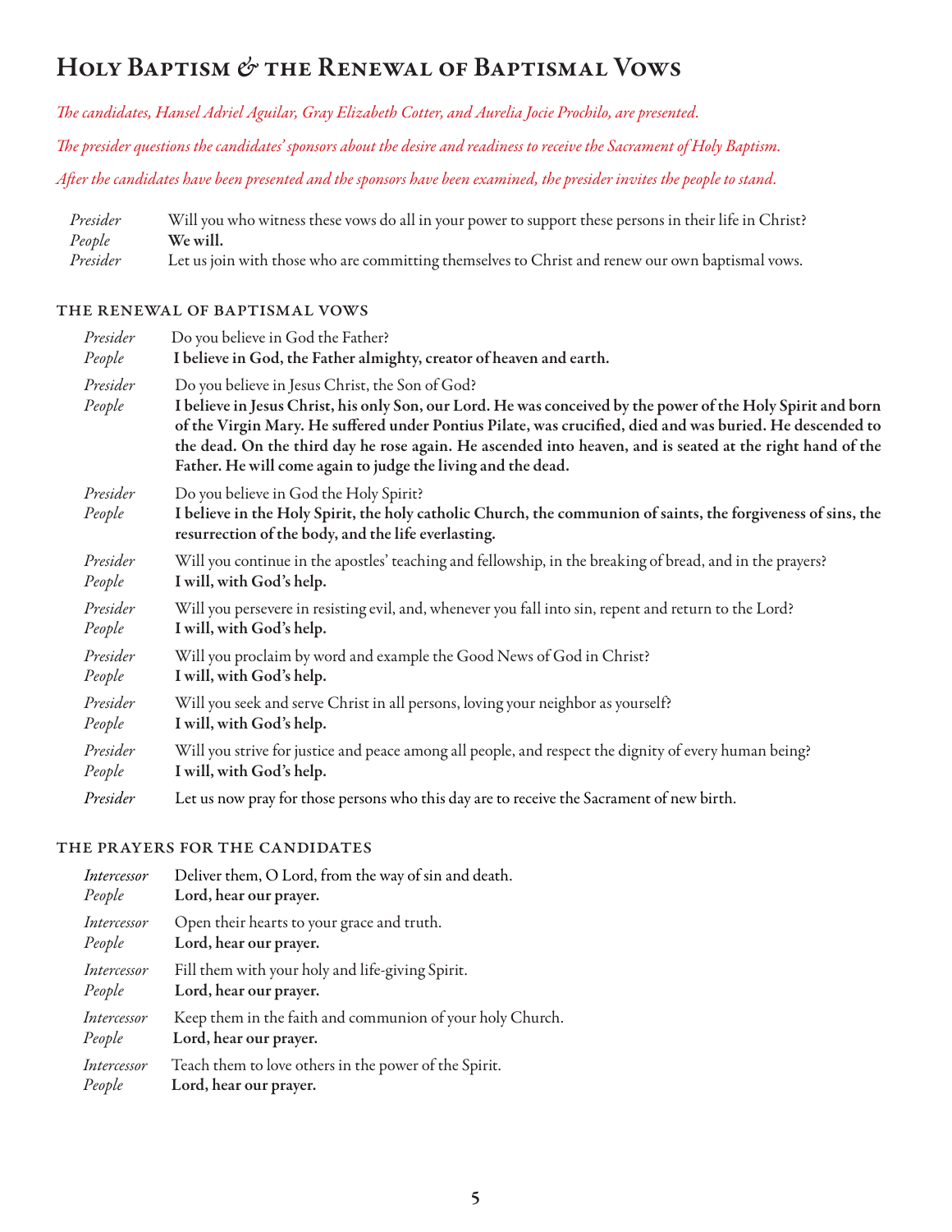# Holy Baptism & the Renewal of Baptismal Vows

*The candidates, Hansel Adriel Aguilar, Gray Elizabeth Cotter, and Aurelia Jocie Prochilo, are presented.*

*The presider questions the candidates' sponsors about the desire and readiness to receive the Sacrament of Holy Baptism.*

*After the candidates have been presented and the sponsors have been examined, the presider invites the people to stand.*

*Presider* Will you who witness these vows do all in your power to support these persons in their life in Christ?
*People* **We will.**
*Presider* Let us join with those who are committing themselves to Christ and renew our own baptismal vows.

## The Renewal of Baptismal Vows

*Presider* Do you believe in God the Father?
*People* **I believe in God, the Father almighty, creator of heaven and earth.**

*Presider* Do you believe in Jesus Christ, the Son of God?
*People* **I believe in Jesus Christ, his only Son, our Lord. He was conceived by the power of the Holy Spirit and born of the Virgin Mary. He suffered under Pontius Pilate, was crucified, died and was buried. He descended to the dead. On the third day he rose again. He ascended into heaven, and is seated at the right hand of the Father. He will come again to judge the living and the dead.**

*Presider* Do you believe in God the Holy Spirit?
*People* **I believe in the Holy Spirit, the holy catholic Church, the communion of saints, the forgiveness of sins, the resurrection of the body, and the life everlasting.**

*Presider* Will you continue in the apostles' teaching and fellowship, in the breaking of bread, and in the prayers?
*People* **I will, with God's help.**

*Presider* Will you persevere in resisting evil, and, whenever you fall into sin, repent and return to the Lord?
*People* **I will, with God's help.**

*Presider* Will you proclaim by word and example the Good News of God in Christ?
*People* **I will, with God's help.**

*Presider* Will you seek and serve Christ in all persons, loving your neighbor as yourself?
*People* **I will, with God's help.**

*Presider* Will you strive for justice and peace among all people, and respect the dignity of every human being?
*People* **I will, with God's help.**

*Presider* Let us now pray for those persons who this day are to receive the Sacrament of new birth.

## The Prayers for the Candidates

*Intercessor* Deliver them, O Lord, from the way of sin and death.
*People* **Lord, hear our prayer.**

*Intercessor* Open their hearts to your grace and truth.
*People* **Lord, hear our prayer.**

*Intercessor* Fill them with your holy and life-giving Spirit.
*People* **Lord, hear our prayer.**

*Intercessor* Keep them in the faith and communion of your holy Church.
*People* **Lord, hear our prayer.**

*Intercessor* Teach them to love others in the power of the Spirit.
*People* **Lord, hear our prayer.**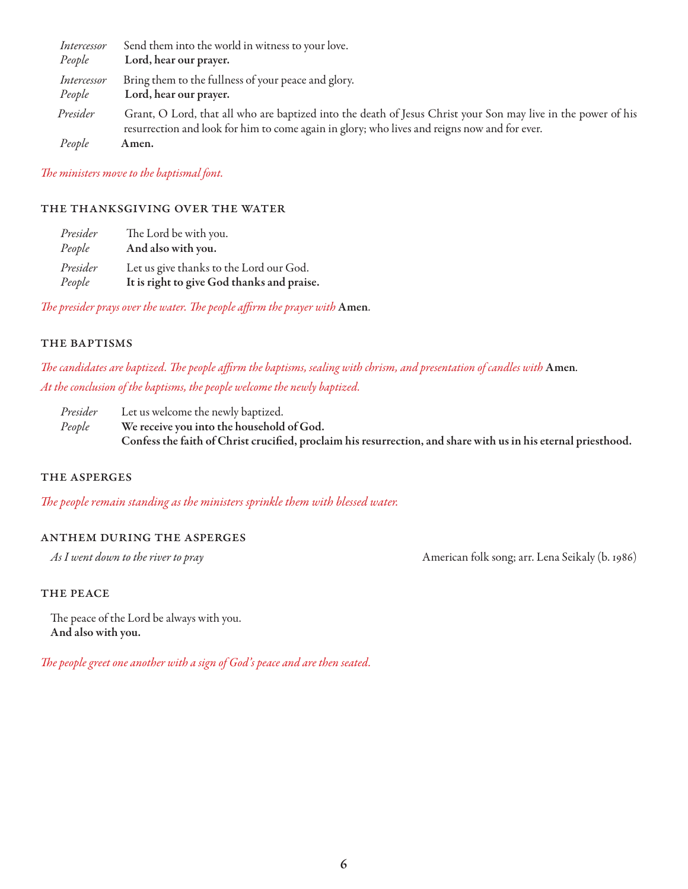*Intercessor* Send them into the world in witness to your love.
*People* **Lord, hear our prayer.**

*Intercessor* Bring them to the fullness of your peace and glory.
*People* **Lord, hear our prayer.**

*Presider* Grant, O Lord, that all who are baptized into the death of Jesus Christ your Son may live in the power of his resurrection and look for him to come again in glory; who lives and reigns now and for ever.
*People* **Amen.**

*The ministers move to the baptismal font.*

## THE THANKSGIVING OVER THE WATER

*Presider* The Lord be with you.
*People* **And also with you.**

*Presider* Let us give thanks to the Lord our God.
*People* **It is right to give God thanks and praise.**

*The presider prays over the water. The people affirm the prayer with* **Amen**.

## THE BAPTISMS

*The candidates are baptized. The people affirm the baptisms, sealing with chrism, and presentation of candles with* **Amen**.
*At the conclusion of the baptisms, the people welcome the newly baptized.*

*Presider* Let us welcome the newly baptized.
*People* **We receive you into the household of God.**
**Confess the faith of Christ crucified, proclaim his resurrection, and share with us in his eternal priesthood.**

## THE ASPERGES

*The people remain standing as the ministers sprinkle them with blessed water.*

## ANTHEM DURING THE ASPERGES

*As I went down to the river to pray* — American folk song; arr. Lena Seikaly (b. 1986)

## THE PEACE

The peace of the Lord be always with you.
**And also with you.**

*The people greet one another with a sign of God's peace and are then seated.*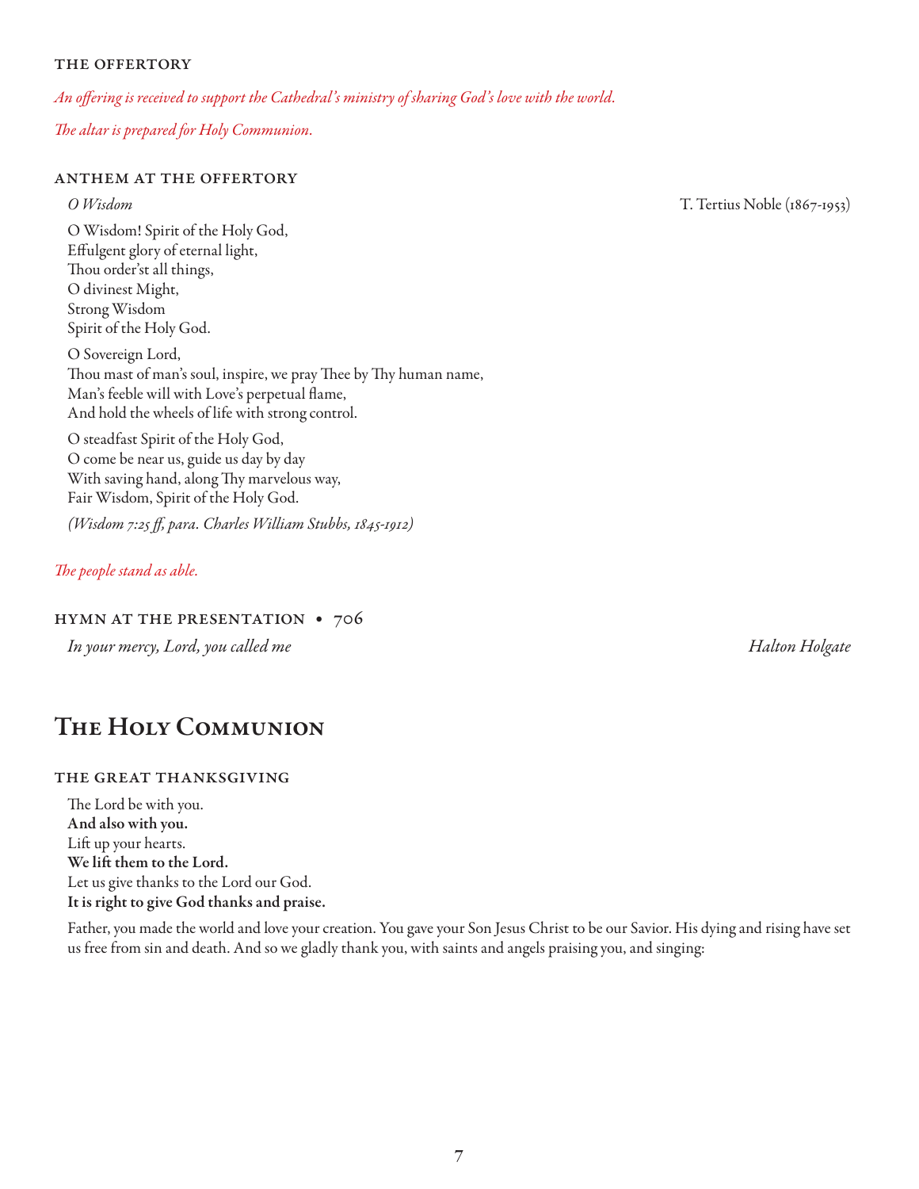### THE OFFERTORY

*An offering is received to support the Cathedral's ministry of sharing God's love with the world.*

*The altar is prepared for Holy Communion.*

### ANTHEM AT THE OFFERTORY

*O Wisdom* — T. Tertius Noble (1867-1953)

O Wisdom! Spirit of the Holy God,
Effulgent glory of eternal light,
Thou order'st all things,
O divinest Might,
Strong Wisdom
Spirit of the Holy God.

O Sovereign Lord,
Thou mast of man's soul, inspire, we pray Thee by Thy human name,
Man's feeble will with Love's perpetual flame,
And hold the wheels of life with strong control.

O steadfast Spirit of the Holy God,
O come be near us, guide us day by day
With saving hand, along Thy marvelous way,
Fair Wisdom, Spirit of the Holy God.

*(Wisdom 7:25 ff, para. Charles William Stubbs, 1845-1912)*

*The people stand as able.*

### HYMN AT THE PRESENTATION • 706

*In your mercy, Lord, you called me* — *Halton Holgate*

## The Holy Communion

### THE GREAT THANKSGIVING

The Lord be with you.
**And also with you.**
Lift up your hearts.
**We lift them to the Lord.**
Let us give thanks to the Lord our God.
**It is right to give God thanks and praise.**

Father, you made the world and love your creation. You gave your Son Jesus Christ to be our Savior. His dying and rising have set us free from sin and death. And so we gladly thank you, with saints and angels praising you, and singing: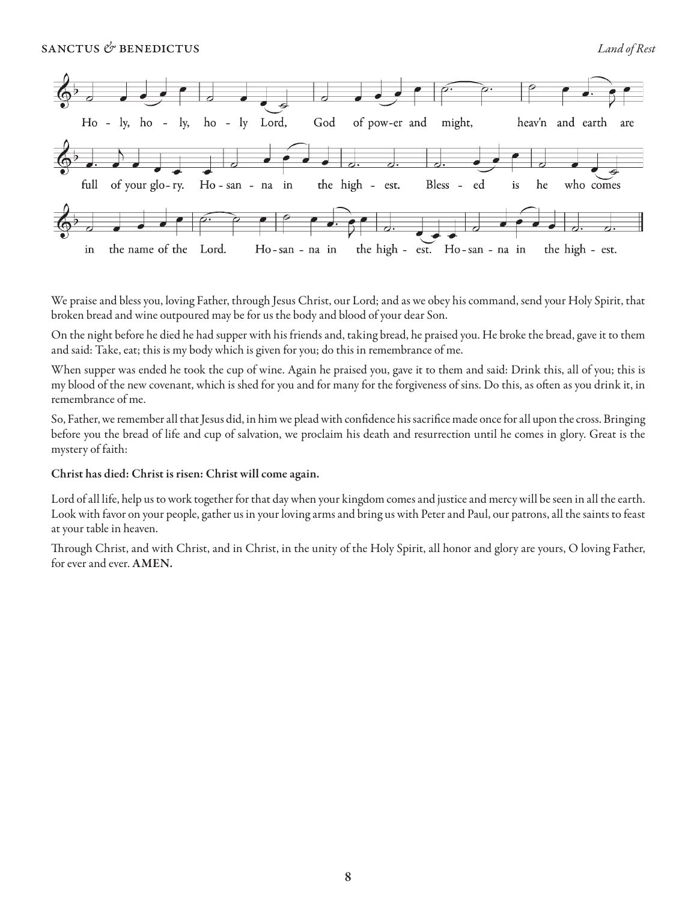## SANCTUS & BENEDICTUS

*Land of Rest*

Ho - ly, ho - ly, ho - ly Lord, God of pow-er and might, heav'n and earth are full of your glo - ry. Ho - san - na in the high - est. Bless - ed is he who comes in the name of the Lord. Ho - san - na in the high - est. Ho - san - na in the high - est.

We praise and bless you, loving Father, through Jesus Christ, our Lord; and as we obey his command, send your Holy Spirit, that broken bread and wine outpoured may be for us the body and blood of your dear Son.

On the night before he died he had supper with his friends and, taking bread, he praised you. He broke the bread, gave it to them and said: Take, eat; this is my body which is given for you; do this in remembrance of me.

When supper was ended he took the cup of wine. Again he praised you, gave it to them and said: Drink this, all of you; this is my blood of the new covenant, which is shed for you and for many for the forgiveness of sins. Do this, as often as you drink it, in remembrance of me.

So, Father, we remember all that Jesus did, in him we plead with confidence his sacrifice made once for all upon the cross. Bringing before you the bread of life and cup of salvation, we proclaim his death and resurrection until he comes in glory. Great is the mystery of faith:

**Christ has died: Christ is risen: Christ will come again.**

Lord of all life, help us to work together for that day when your kingdom comes and justice and mercy will be seen in all the earth. Look with favor on your people, gather us in your loving arms and bring us with Peter and Paul, our patrons, all the saints to feast at your table in heaven.

Through Christ, and with Christ, and in Christ, in the unity of the Holy Spirit, all honor and glory are yours, O loving Father, for ever and ever. **AMEN.**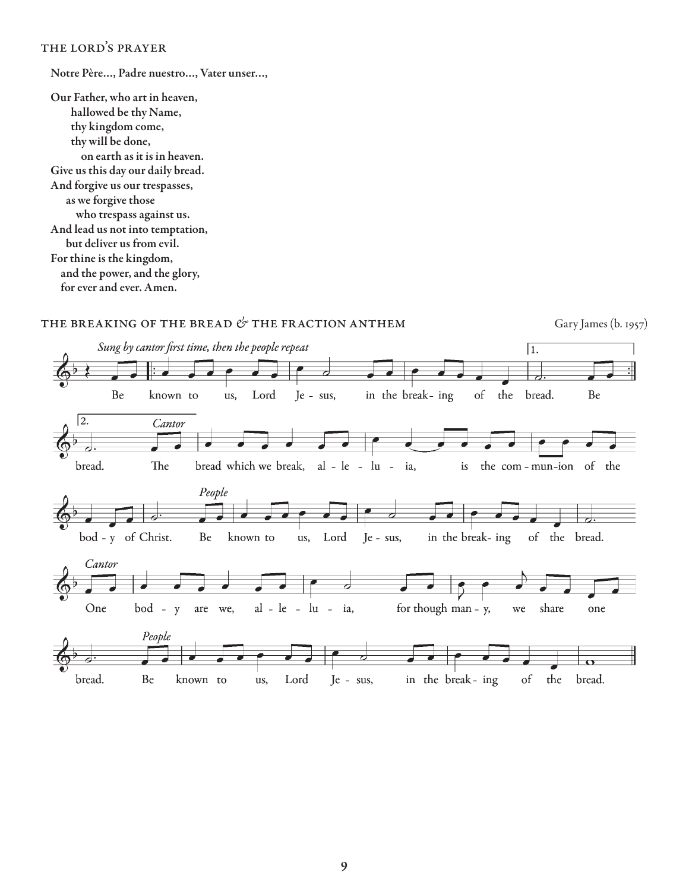## THE LORD'S PRAYER

**Notre Père…, Padre nuestro…, Vater unser…,**

**Our Father, who art in heaven,**
**hallowed be thy Name,**
**thy kingdom come,**
**thy will be done,**
**on earth as it is in heaven.**
**Give us this day our daily bread.**
**And forgive us our trespasses,**
**as we forgive those**
**who trespass against us.**
**And lead us not into temptation,**
**but deliver us from evil.**
**For thine is the kingdom,**
**and the power, and the glory,**
**for ever and ever. Amen.**

## THE BREAKING OF THE BREAD & THE FRACTION ANTHEM

Gary James (b. 1957)

*Sung by cantor first time, then the people repeat*

Be known to us, Lord Jesus, in the breaking of the bread. Be bread.

*Cantor*

The bread which we break, alleluia, is the communion of the body of Christ.

*People*

Be known to us, Lord Jesus, in the breaking of the bread.

*Cantor*

One body are we, alleluia, for though many, we share one bread.

*People*

Be known to us, Lord Jesus, in the breaking of the bread.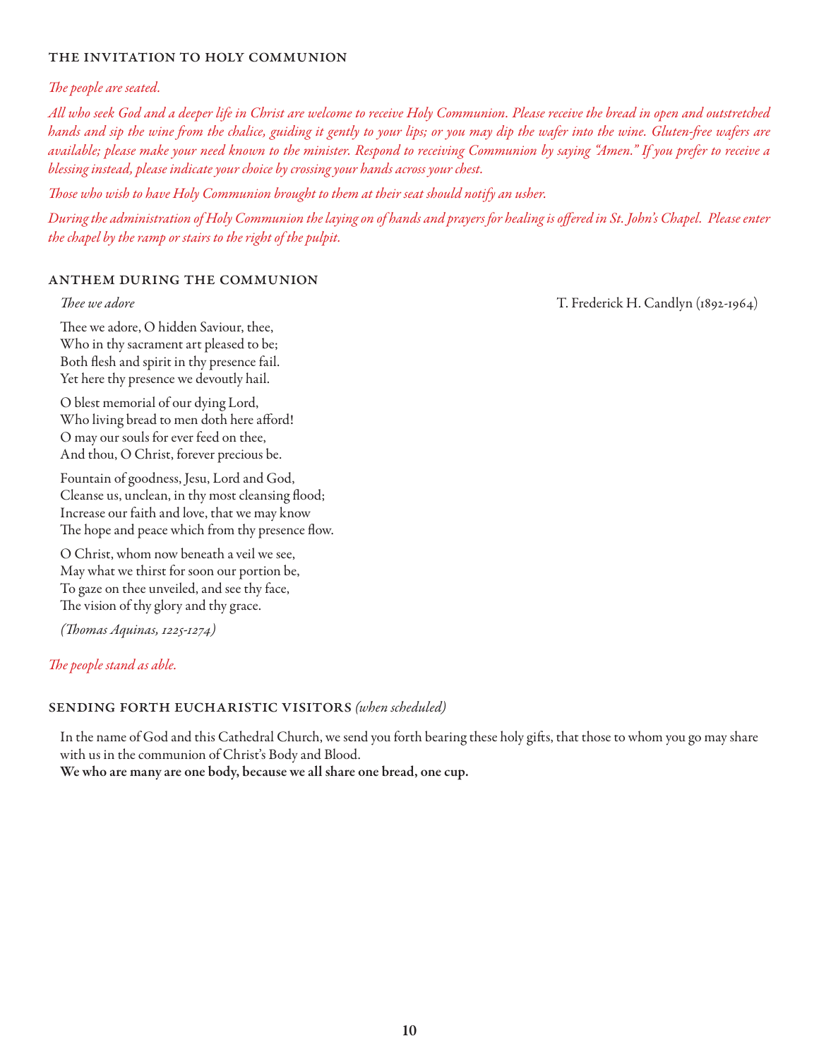## THE INVITATION TO HOLY COMMUNION

*The people are seated.*

*All who seek God and a deeper life in Christ are welcome to receive Holy Communion. Please receive the bread in open and outstretched hands and sip the wine from the chalice, guiding it gently to your lips; or you may dip the wafer into the wine. Gluten-free wafers are available; please make your need known to the minister. Respond to receiving Communion by saying "Amen." If you prefer to receive a blessing instead, please indicate your choice by crossing your hands across your chest.*

*Those who wish to have Holy Communion brought to them at their seat should notify an usher.*

*During the administration of Holy Communion the laying on of hands and prayers for healing is offered in St. John's Chapel. Please enter the chapel by the ramp or stairs to the right of the pulpit.*

## ANTHEM DURING THE COMMUNION

*Thee we adore* — T. Frederick H. Candlyn (1892-1964)

Thee we adore, O hidden Saviour, thee,
Who in thy sacrament art pleased to be;
Both flesh and spirit in thy presence fail.
Yet here thy presence we devoutly hail.

O blest memorial of our dying Lord,
Who living bread to men doth here afford!
O may our souls for ever feed on thee,
And thou, O Christ, forever precious be.

Fountain of goodness, Jesu, Lord and God,
Cleanse us, unclean, in thy most cleansing flood;
Increase our faith and love, that we may know
The hope and peace which from thy presence flow.

O Christ, whom now beneath a veil we see,
May what we thirst for soon our portion be,
To gaze on thee unveiled, and see thy face,
The vision of thy glory and thy grace.

*(Thomas Aquinas, 1225-1274)*

*The people stand as able.*

## SENDING FORTH EUCHARISTIC VISITORS *(when scheduled)*

In the name of God and this Cathedral Church, we send you forth bearing these holy gifts, that those to whom you go may share with us in the communion of Christ's Body and Blood.
**We who are many are one body, because we all share one bread, one cup.**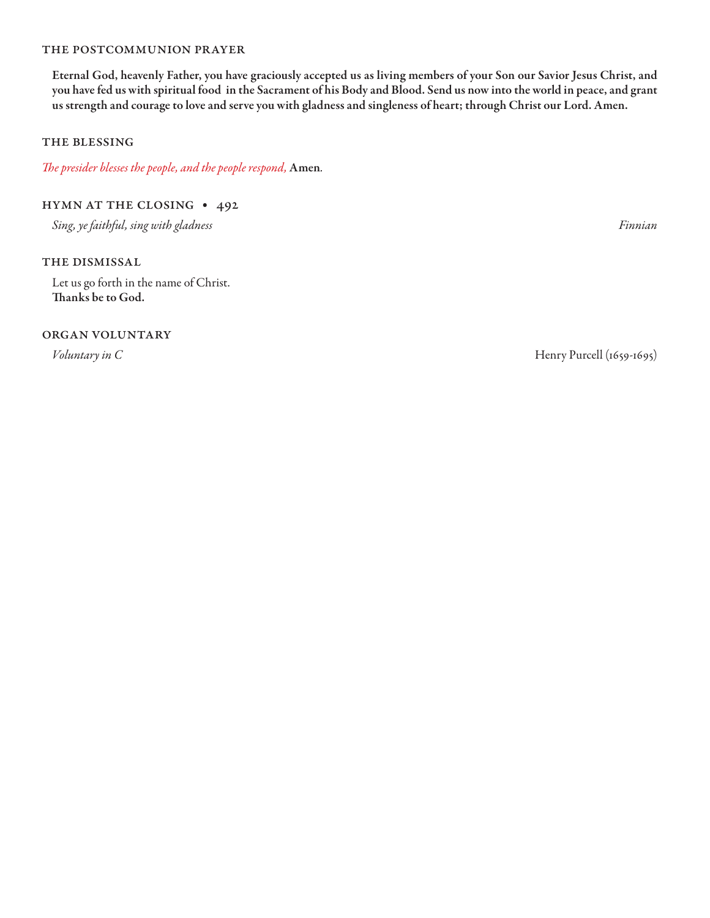### THE POSTCOMMUNION PRAYER

**Eternal God, heavenly Father, you have graciously accepted us as living members of your Son our Savior Jesus Christ, and you have fed us with spiritual food in the Sacrament of his Body and Blood. Send us now into the world in peace, and grant us strength and courage to love and serve you with gladness and singleness of heart; through Christ our Lord. Amen.**

### THE BLESSING

*The presider blesses the people, and the people respond,* **Amen**.

### HYMN AT THE CLOSING • 492

*Sing, ye faithful, sing with gladness* — *Finnian*

### THE DISMISSAL

Let us go forth in the name of Christ.
**Thanks be to God.**

### ORGAN VOLUNTARY

*Voluntary in C* — Henry Purcell (1659-1695)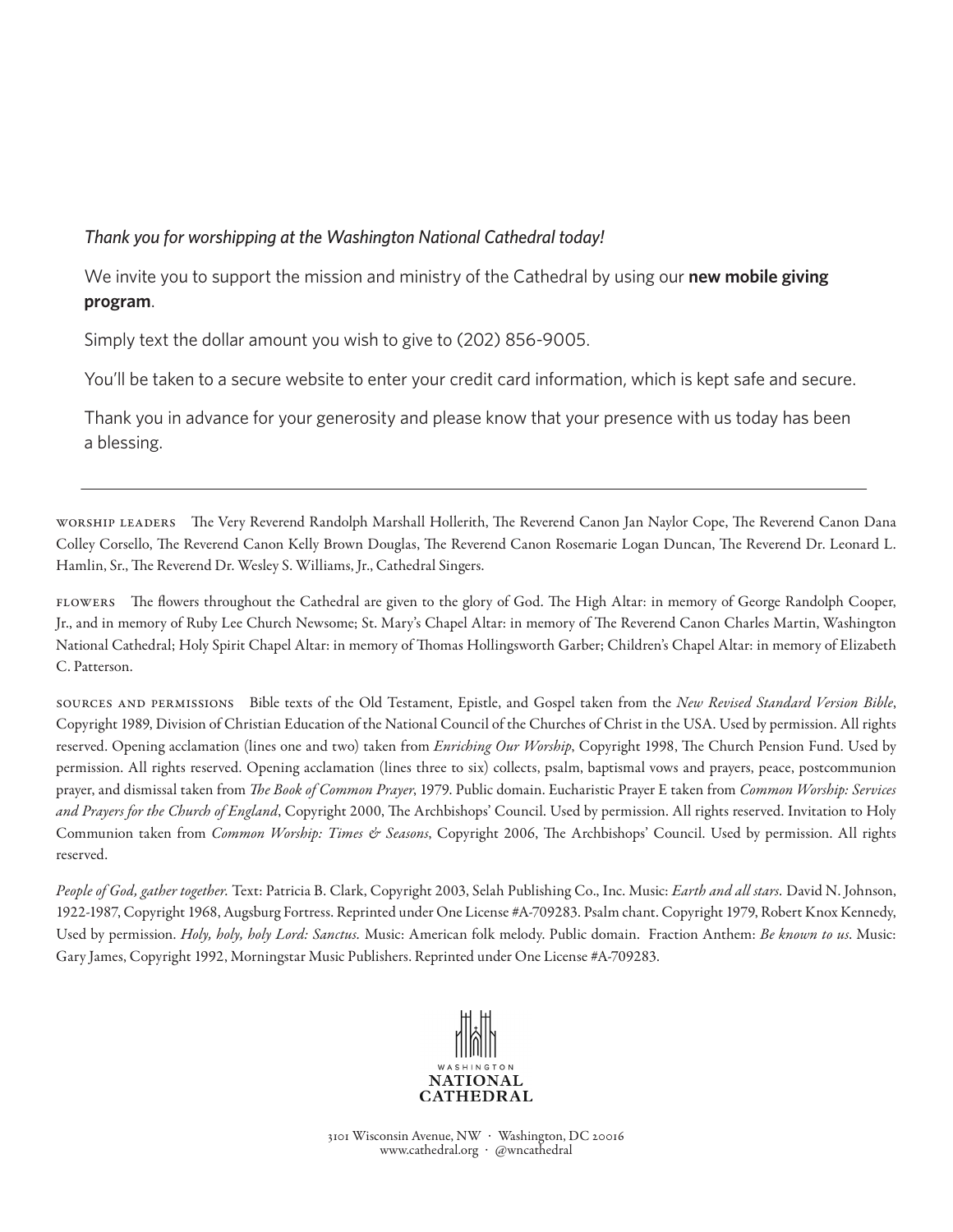*Thank you for worshipping at the Washington National Cathedral today!*

We invite you to support the mission and ministry of the Cathedral by using our **new mobile giving program**.

Simply text the dollar amount you wish to give to (202) 856-9005.

You'll be taken to a secure website to enter your credit card information, which is kept safe and secure.

Thank you in advance for your generosity and please know that your presence with us today has been a blessing.

---

WORSHIP LEADERS The Very Reverend Randolph Marshall Hollerith, The Reverend Canon Jan Naylor Cope, The Reverend Canon Dana Colley Corsello, The Reverend Canon Kelly Brown Douglas, The Reverend Canon Rosemarie Logan Duncan, The Reverend Dr. Leonard L. Hamlin, Sr., The Reverend Dr. Wesley S. Williams, Jr., Cathedral Singers.

FLOWERS The flowers throughout the Cathedral are given to the glory of God. The High Altar: in memory of George Randolph Cooper, Jr., and in memory of Ruby Lee Church Newsome; St. Mary's Chapel Altar: in memory of The Reverend Canon Charles Martin, Washington National Cathedral; Holy Spirit Chapel Altar: in memory of Thomas Hollingsworth Garber; Children's Chapel Altar: in memory of Elizabeth C. Patterson.

SOURCES AND PERMISSIONS Bible texts of the Old Testament, Epistle, and Gospel taken from the *New Revised Standard Version Bible*, Copyright 1989, Division of Christian Education of the National Council of the Churches of Christ in the USA. Used by permission. All rights reserved. Opening acclamation (lines one and two) taken from *Enriching Our Worship*, Copyright 1998, The Church Pension Fund. Used by permission. All rights reserved. Opening acclamation (lines three to six) collects, psalm, baptismal vows and prayers, peace, postcommunion prayer, and dismissal taken from *The Book of Common Prayer*, 1979. Public domain. Eucharistic Prayer E taken from *Common Worship: Services and Prayers for the Church of England*, Copyright 2000, The Archbishops' Council. Used by permission. All rights reserved. Invitation to Holy Communion taken from *Common Worship: Times & Seasons*, Copyright 2006, The Archbishops' Council. Used by permission. All rights reserved.

*People of God, gather together.* Text: Patricia B. Clark, Copyright 2003, Selah Publishing Co., Inc. Music: *Earth and all stars.* David N. Johnson, 1922-1987, Copyright 1968, Augsburg Fortress. Reprinted under One License #A-709283. Psalm chant. Copyright 1979, Robert Knox Kennedy, Used by permission. *Holy, holy, holy Lord: Sanctus.* Music: American folk melody. Public domain. Fraction Anthem: *Be known to us.* Music: Gary James, Copyright 1992, Morningstar Music Publishers. Reprinted under One License #A-709283.

WASHINGTON
NATIONAL
CATHEDRAL

3101 Wisconsin Avenue, NW · Washington, DC 20016
www.cathedral.org · @wncathedral